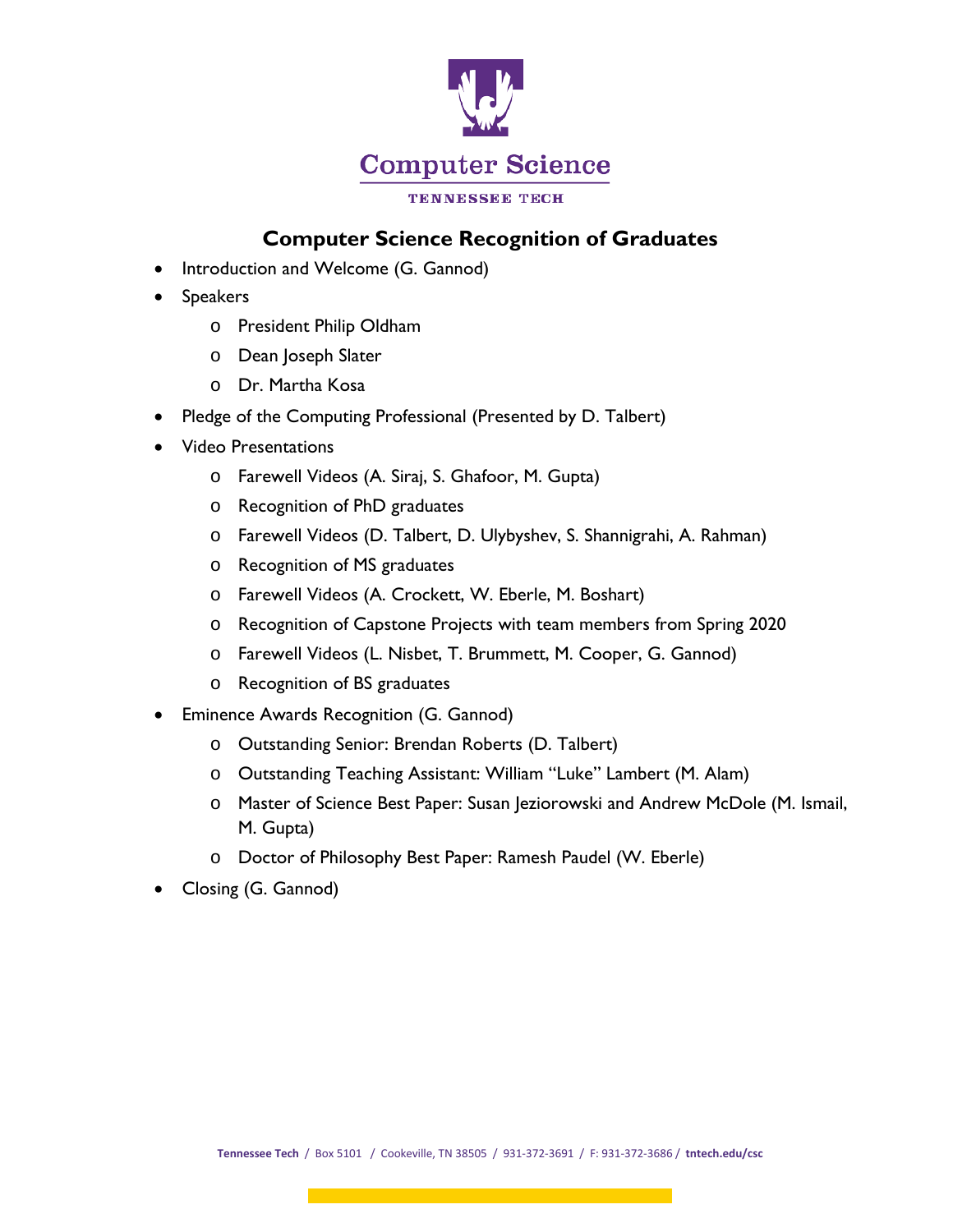Computer Science

TENNESSEE TECH

# Computer Science Recognition of Graduates

- Introduction and Welcome (G. Gannod)
- Speakers
  - President Philip Oldham
  - Dean Joseph Slater
  - Dr. Martha Kosa
- Pledge of the Computing Professional (Presented by D. Talbert)
- Video Presentations
  - Farewell Videos (A. Siraj, S. Ghafoor, M. Gupta)
  - Recognition of PhD graduates
  - Farewell Videos (D. Talbert, D. Ulybyshev, S. Shannigrahi, A. Rahman)
  - Recognition of MS graduates
  - Farewell Videos (A. Crockett, W. Eberle, M. Boshart)
  - Recognition of Capstone Projects with team members from Spring 2020
  - Farewell Videos (L. Nisbet, T. Brummett, M. Cooper, G. Gannod)
  - Recognition of BS graduates
- Eminence Awards Recognition (G. Gannod)
  - Outstanding Senior: Brendan Roberts (D. Talbert)
  - Outstanding Teaching Assistant: William "Luke" Lambert (M. Alam)
  - Master of Science Best Paper: Susan Jeziorowski and Andrew McDole (M. Ismail, M. Gupta)
  - Doctor of Philosophy Best Paper: Ramesh Paudel (W. Eberle)
- Closing (G. Gannod)

**Tennessee Tech** / Box 5101 / Cookeville, TN 38505 / 931-372-3691 / F: 931-372-3686 / **tntech.edu/csc**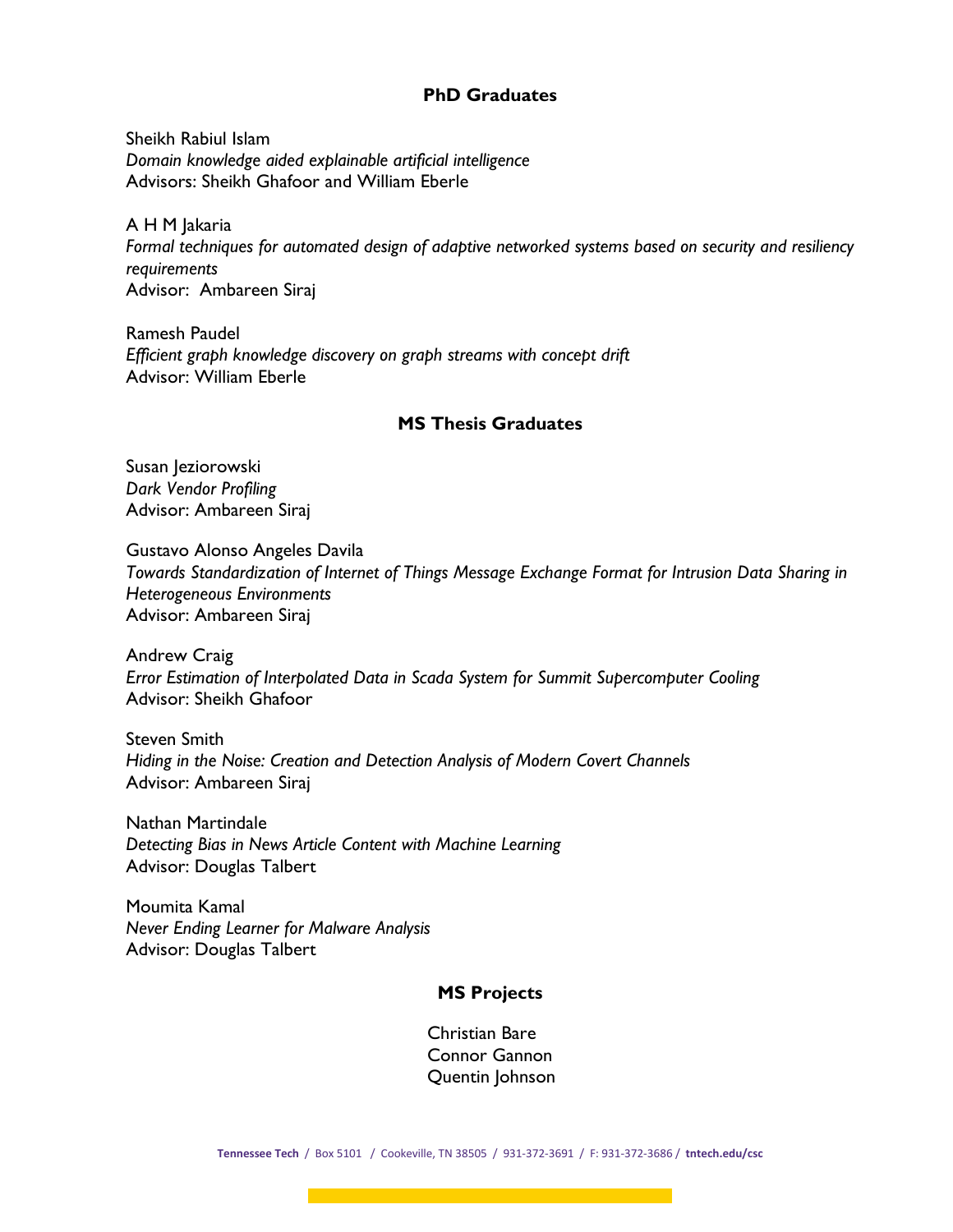## PhD Graduates

Sheikh Rabiul Islam
*Domain knowledge aided explainable artificial intelligence*
Advisors: Sheikh Ghafoor and William Eberle

A H M Jakaria
*Formal techniques for automated design of adaptive networked systems based on security and resiliency requirements*
Advisor: Ambareen Siraj

Ramesh Paudel
*Efficient graph knowledge discovery on graph streams with concept drift*
Advisor: William Eberle

## MS Thesis Graduates

Susan Jeziorowski
*Dark Vendor Profiling*
Advisor: Ambareen Siraj

Gustavo Alonso Angeles Davila
*Towards Standardization of Internet of Things Message Exchange Format for Intrusion Data Sharing in Heterogeneous Environments*
Advisor: Ambareen Siraj

Andrew Craig
*Error Estimation of Interpolated Data in Scada System for Summit Supercomputer Cooling*
Advisor: Sheikh Ghafoor

Steven Smith
*Hiding in the Noise: Creation and Detection Analysis of Modern Covert Channels*
Advisor: Ambareen Siraj

Nathan Martindale
*Detecting Bias in News Article Content with Machine Learning*
Advisor: Douglas Talbert

Moumita Kamal
*Never Ending Learner for Malware Analysis*
Advisor: Douglas Talbert

## MS Projects

Christian Bare
Connor Gannon
Quentin Johnson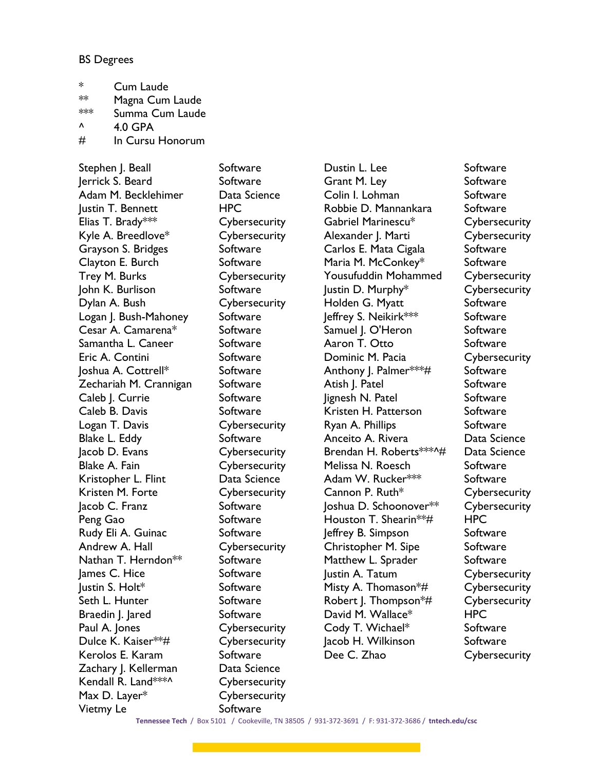BS Degrees

| | |
|---|---|
| * | Cum Laude |
| ** | Magna Cum Laude |
| *** | Summa Cum Laude |
| ^ | 4.0 GPA |
| # | In Cursu Honorum |

| Name | Program |
|---|---|
| Stephen J. Beall | Software |
| Jerrick S. Beard | Software |
| Adam M. Becklehimer | Data Science |
| Justin T. Bennett | HPC |
| Elias T. Brady*** | Cybersecurity |
| Kyle A. Breedlove* | Cybersecurity |
| Grayson S. Bridges | Software |
| Clayton E. Burch | Software |
| Trey M. Burks | Cybersecurity |
| John K. Burlison | Software |
| Dylan A. Bush | Cybersecurity |
| Logan J. Bush-Mahoney | Software |
| Cesar A. Camarena* | Software |
| Samantha L. Caneer | Software |
| Eric A. Contini | Software |
| Joshua A. Cottrell* | Software |
| Zechariah M. Crannigan | Software |
| Caleb J. Currie | Software |
| Caleb B. Davis | Software |
| Logan T. Davis | Cybersecurity |
| Blake L. Eddy | Software |
| Jacob D. Evans | Cybersecurity |
| Blake A. Fain | Cybersecurity |
| Kristopher L. Flint | Data Science |
| Kristen M. Forte | Cybersecurity |
| Jacob C. Franz | Software |
| Peng Gao | Software |
| Rudy Eli A. Guinac | Software |
| Andrew A. Hall | Cybersecurity |
| Nathan T. Herndon** | Software |
| James C. Hice | Software |
| Justin S. Holt* | Software |
| Seth L. Hunter | Software |
| Braedin J. Jared | Software |
| Paul A. Jones | Cybersecurity |
| Dulce K. Kaiser**# | Cybersecurity |
| Kerolos E. Karam | Software |
| Zachary J. Kellerman | Data Science |
| Kendall R. Land***^ | Cybersecurity |
| Max D. Layer* | Cybersecurity |
| Vietmy Le | Software |
| Dustin L. Lee | Software |
| Grant M. Ley | Software |
| Colin I. Lohman | Software |
| Robbie D. Mannankara | Software |
| Gabriel Marinescu* | Cybersecurity |
| Alexander J. Marti | Cybersecurity |
| Carlos E. Mata Cigala | Software |
| Maria M. McConkey* | Software |
| Yousufuddin Mohammed | Cybersecurity |
| Justin D. Murphy* | Cybersecurity |
| Holden G. Myatt | Software |
| Jeffrey S. Neikirk*** | Software |
| Samuel J. O'Heron | Software |
| Aaron T. Otto | Software |
| Dominic M. Pacia | Cybersecurity |
| Anthony J. Palmer***# | Software |
| Atish J. Patel | Software |
| Jignesh N. Patel | Software |
| Kristen H. Patterson | Software |
| Ryan A. Phillips | Software |
| Anceito A. Rivera | Data Science |
| Brendan H. Roberts***^# | Data Science |
| Melissa N. Roesch | Software |
| Adam W. Rucker*** | Software |
| Cannon P. Ruth* | Cybersecurity |
| Joshua D. Schoonover** | Cybersecurity |
| Houston T. Shearin**# | HPC |
| Jeffrey B. Simpson | Software |
| Christopher M. Sipe | Software |
| Matthew L. Sprader | Software |
| Justin A. Tatum | Cybersecurity |
| Misty A. Thomason*# | Cybersecurity |
| Robert J. Thompson*# | Cybersecurity |
| David M. Wallace* | HPC |
| Cody T. Wichael* | Software |
| Jacob H. Wilkinson | Software |
| Dee C. Zhao | Cybersecurity |